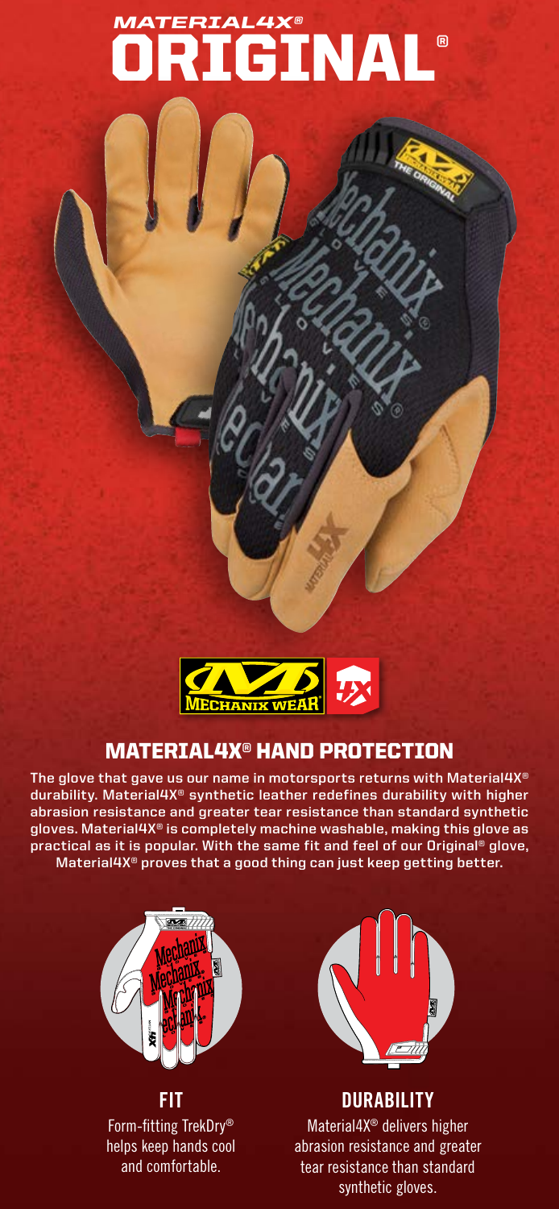# MATERIAL4X® ORIGINAL®

## MATERIAL4X® HAND PROTECTION

The glove that gave us our name in motorsports returns with Material4X® durability. Material4X® synthetic leather redefines durability with higher abrasion resistance and greater tear resistance than standard synthetic gloves. Material4X® is completely machine washable, making this glove as practical as it is popular. With the same fit and feel of our Original® glove, Material4X® proves that a good thing can just keep getting better.

### FIT

Form-fitting TrekDry® helps keep hands cool and comfortable.

### DURABILITY

Material4X® delivers higher abrasion resistance and greater tear resistance than standard synthetic gloves.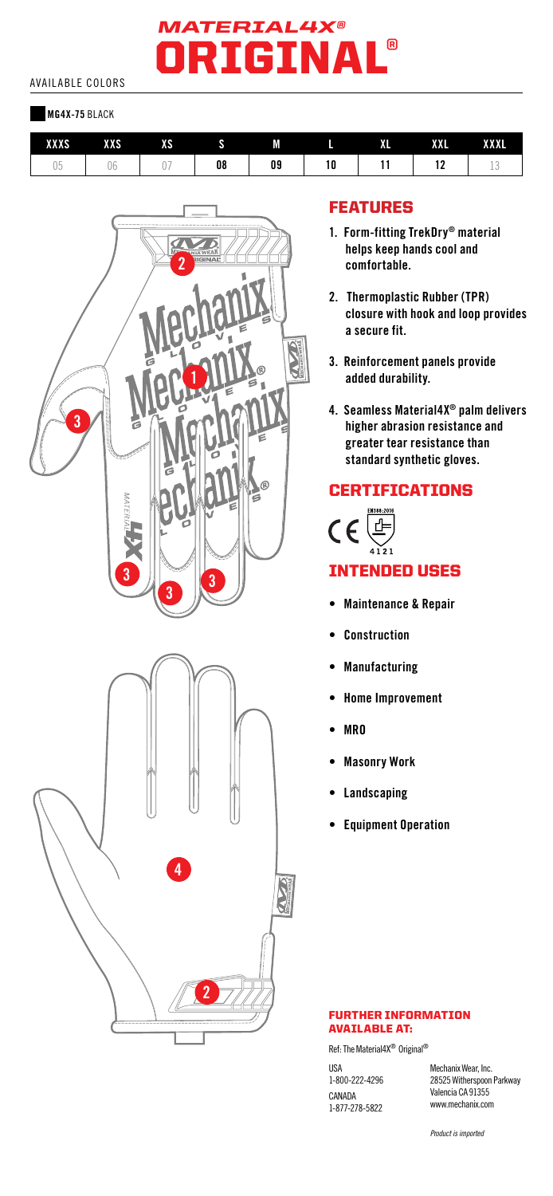# MATERIAL4X® ORIGINAL®

AVAILABLE COLORS

**MG4X-75** BLACK

| XXXS | XXS | XS | S | M | L | XL | XXL | XXXL |
|---|---|---|---|---|---|---|---|---|
| 05 | 06 | 07 | 08 | 09 | 10 | 11 | 12 | 13 |

## FEATURES

1. Form-fitting TrekDry® material helps keep hands cool and comfortable.
2. Thermoplastic Rubber (TPR) closure with hook and loop provides a secure fit.
3. Reinforcement panels provide added durability.
4. Seamless Material4X® palm delivers higher abrasion resistance and greater tear resistance than standard synthetic gloves.

## CERTIFICATIONS

CE EN388:2016 4121

## INTENDED USES

- Maintenance & Repair
- Construction
- Manufacturing
- Home Improvement
- MRO
- Masonry Work
- Landscaping
- Equipment Operation

#### FURTHER INFORMATION AVAILABLE AT:

Ref: The Material4X® Original®

USA
1-800-222-4296

CANADA
1-877-278-5822

Mechanix Wear, Inc.
28525 Witherspoon Parkway
Valencia CA 91355
www.mechanix.com

*Product is imported*